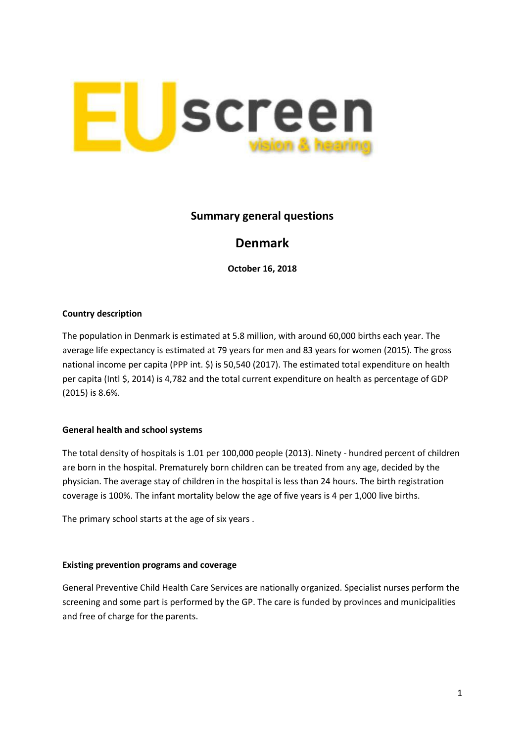EUscreen vision & hearing

# Summary general questions

## Denmark

**October 16, 2018**

**Country description**

The population in Denmark is estimated at 5.8 million, with around 60,000 births each year. The average life expectancy is estimated at 79 years for men and 83 years for women (2015). The gross national income per capita (PPP int. $) is 50,540 (2017). The estimated total expenditure on health per capita (Intl $, 2014) is 4,782 and the total current expenditure on health as percentage of GDP (2015) is 8.6%.

**General health and school systems**

The total density of hospitals is 1.01 per 100,000 people (2013). Ninety - hundred percent of children are born in the hospital. Prematurely born children can be treated from any age, decided by the physician. The average stay of children in the hospital is less than 24 hours. The birth registration coverage is 100%. The infant mortality below the age of five years is 4 per 1,000 live births.

The primary school starts at the age of six years .

**Existing prevention programs and coverage**

General Preventive Child Health Care Services are nationally organized. Specialist nurses perform the screening and some part is performed by the GP. The care is funded by provinces and municipalities and free of charge for the parents.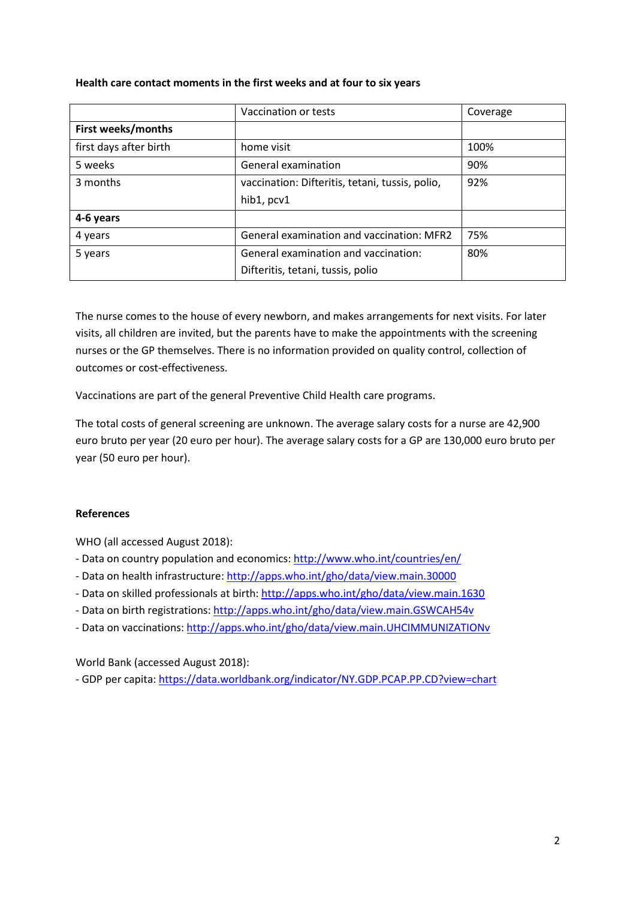**Health care contact moments in the first weeks and at four to six years**

| | Vaccination or tests | Coverage |
|---|---|---|
| **First weeks/months** | | |
| first days after birth | home visit | 100% |
| 5 weeks | General examination | 90% |
| 3 months | vaccination: Difteritis, tetani, tussis, polio, hib1, pcv1 | 92% |
| **4-6 years** | | |
| 4 years | General examination and vaccination: MFR2 | 75% |
| 5 years | General examination and vaccination: Difteritis, tetani, tussis, polio | 80% |

The nurse comes to the house of every newborn, and makes arrangements for next visits. For later visits, all children are invited, but the parents have to make the appointments with the screening nurses or the GP themselves. There is no information provided on quality control, collection of outcomes or cost-effectiveness.

Vaccinations are part of the general Preventive Child Health care programs.

The total costs of general screening are unknown. The average salary costs for a nurse are 42,900 euro bruto per year (20 euro per hour). The average salary costs for a GP are 130,000 euro bruto per year (50 euro per hour).

**References**

WHO (all accessed August 2018):
- Data on country population and economics: http://www.who.int/countries/en/
- Data on health infrastructure: http://apps.who.int/gho/data/view.main.30000
- Data on skilled professionals at birth: http://apps.who.int/gho/data/view.main.1630
- Data on birth registrations: http://apps.who.int/gho/data/view.main.GSWCAH54v
- Data on vaccinations: http://apps.who.int/gho/data/view.main.UHCIMMUNIZATIONv

World Bank (accessed August 2018):
- GDP per capita: https://data.worldbank.org/indicator/NY.GDP.PCAP.PP.CD?view=chart